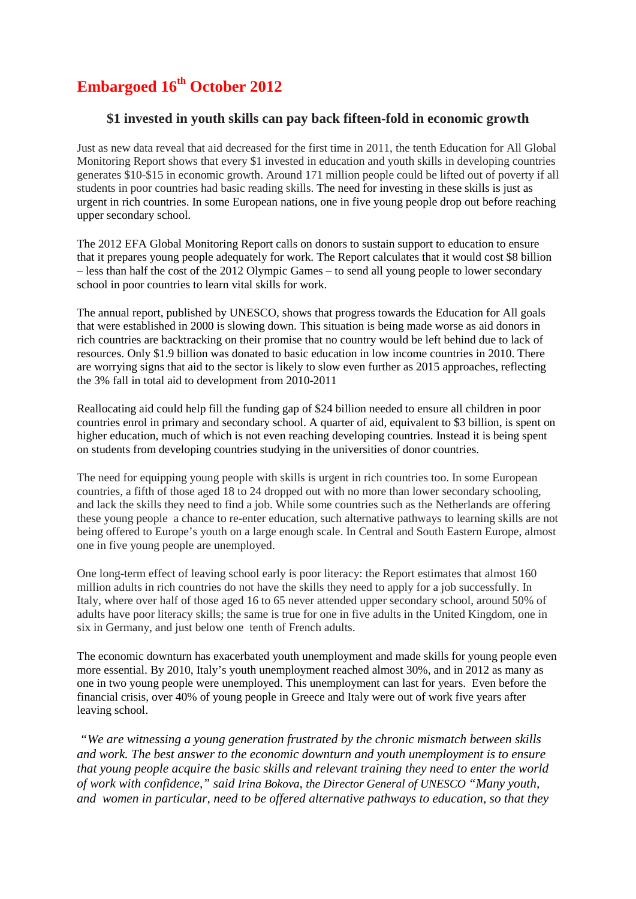# Embargoed 16th October 2012

## $1 invested in youth skills can pay back fifteen-fold in economic growth

Just as new data reveal that aid decreased for the first time in 2011, the tenth Education for All Global Monitoring Report shows that every $1 invested in education and youth skills in developing countries generates $10-$15 in economic growth. Around 171 million people could be lifted out of poverty if all students in poor countries had basic reading skills. The need for investing in these skills is just as urgent in rich countries. In some European nations, one in five young people drop out before reaching upper secondary school.

The 2012 EFA Global Monitoring Report calls on donors to sustain support to education to ensure that it prepares young people adequately for work. The Report calculates that it would cost $8 billion – less than half the cost of the 2012 Olympic Games – to send all young people to lower secondary school in poor countries to learn vital skills for work.

The annual report, published by UNESCO, shows that progress towards the Education for All goals that were established in 2000 is slowing down. This situation is being made worse as aid donors in rich countries are backtracking on their promise that no country would be left behind due to lack of resources. Only $1.9 billion was donated to basic education in low income countries in 2010. There are worrying signs that aid to the sector is likely to slow even further as 2015 approaches, reflecting the 3% fall in total aid to development from 2010-2011

Reallocating aid could help fill the funding gap of $24 billion needed to ensure all children in poor countries enrol in primary and secondary school. A quarter of aid, equivalent to $3 billion, is spent on higher education, much of which is not even reaching developing countries. Instead it is being spent on students from developing countries studying in the universities of donor countries.

The need for equipping young people with skills is urgent in rich countries too. In some European countries, a fifth of those aged 18 to 24 dropped out with no more than lower secondary schooling, and lack the skills they need to find a job. While some countries such as the Netherlands are offering these young people a chance to re-enter education, such alternative pathways to learning skills are not being offered to Europe's youth on a large enough scale. In Central and South Eastern Europe, almost one in five young people are unemployed.

One long-term effect of leaving school early is poor literacy: the Report estimates that almost 160 million adults in rich countries do not have the skills they need to apply for a job successfully. In Italy, where over half of those aged 16 to 65 never attended upper secondary school, around 50% of adults have poor literacy skills; the same is true for one in five adults in the United Kingdom, one in six in Germany, and just below one tenth of French adults.

The economic downturn has exacerbated youth unemployment and made skills for young people even more essential. By 2010, Italy's youth unemployment reached almost 30%, and in 2012 as many as one in two young people were unemployed. This unemployment can last for years. Even before the financial crisis, over 40% of young people in Greece and Italy were out of work five years after leaving school.

*"We are witnessing a young generation frustrated by the chronic mismatch between skills and work. The best answer to the economic downturn and youth unemployment is to ensure that young people acquire the basic skills and relevant training they need to enter the world of work with confidence," said Irina Bokova, the Director General of UNESCO "Many youth, and women in particular, need to be offered alternative pathways to education, so that they*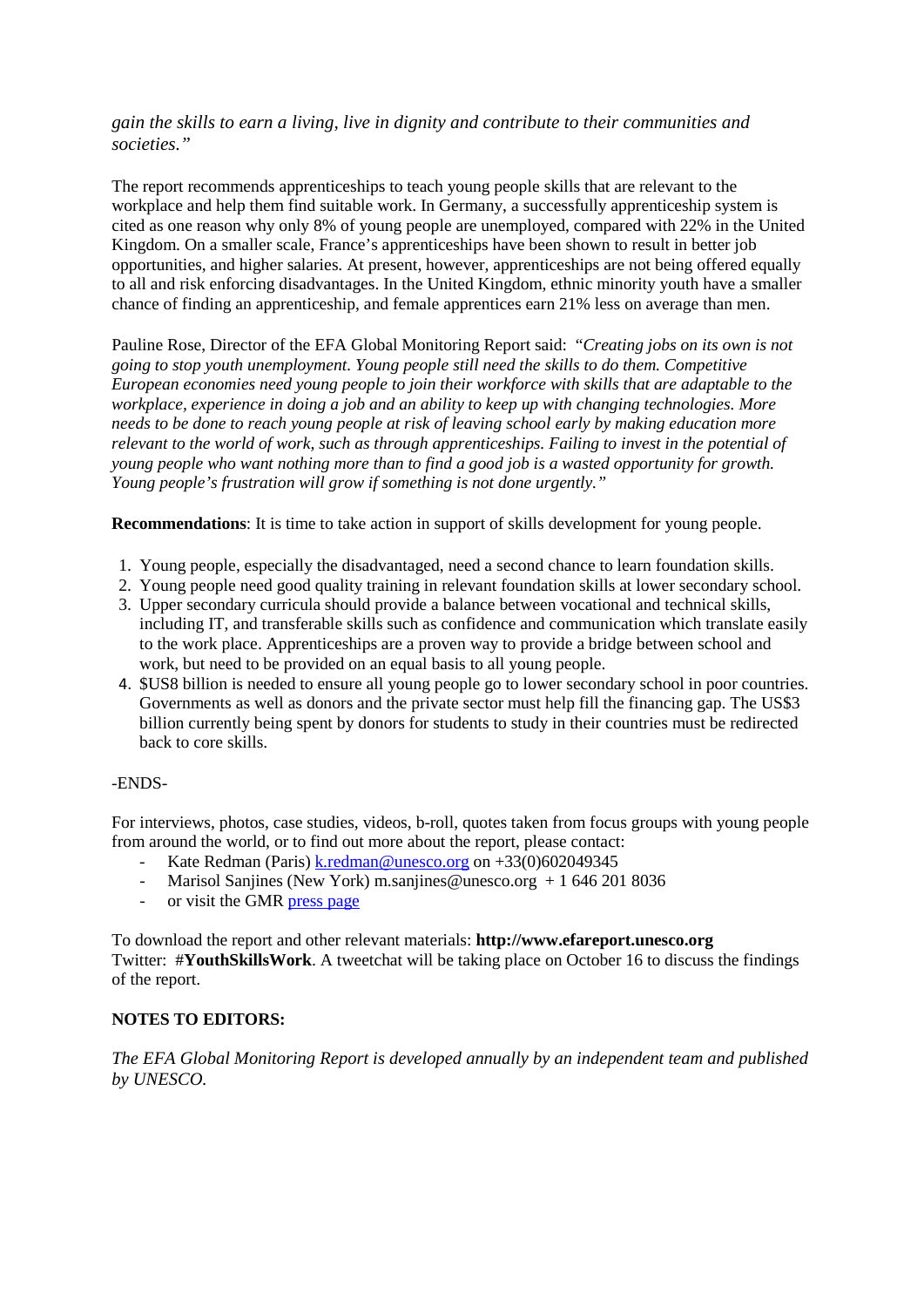*gain the skills to earn a living, live in dignity and contribute to their communities and societies."*

The report recommends apprenticeships to teach young people skills that are relevant to the workplace and help them find suitable work. In Germany, a successfully apprenticeship system is cited as one reason why only 8% of young people are unemployed, compared with 22% in the United Kingdom. On a smaller scale, France's apprenticeships have been shown to result in better job opportunities, and higher salaries. At present, however, apprenticeships are not being offered equally to all and risk enforcing disadvantages. In the United Kingdom, ethnic minority youth have a smaller chance of finding an apprenticeship, and female apprentices earn 21% less on average than men.

Pauline Rose, Director of the EFA Global Monitoring Report said: *"Creating jobs on its own is not going to stop youth unemployment. Young people still need the skills to do them. Competitive European economies need young people to join their workforce with skills that are adaptable to the workplace, experience in doing a job and an ability to keep up with changing technologies. More needs to be done to reach young people at risk of leaving school early by making education more relevant to the world of work, such as through apprenticeships. Failing to invest in the potential of young people who want nothing more than to find a good job is a wasted opportunity for growth. Young people's frustration will grow if something is not done urgently."*

**Recommendations**: It is time to take action in support of skills development for young people.

1. Young people, especially the disadvantaged, need a second chance to learn foundation skills.
2. Young people need good quality training in relevant foundation skills at lower secondary school.
3. Upper secondary curricula should provide a balance between vocational and technical skills, including IT, and transferable skills such as confidence and communication which translate easily to the work place. Apprenticeships are a proven way to provide a bridge between school and work, but need to be provided on an equal basis to all young people.
4. $US8 billion is needed to ensure all young people go to lower secondary school in poor countries. Governments as well as donors and the private sector must help fill the financing gap. The US$3 billion currently being spent by donors for students to study in their countries must be redirected back to core skills.

-ENDS-

For interviews, photos, case studies, videos, b-roll, quotes taken from focus groups with young people from around the world, or to find out more about the report, please contact:

- Kate Redman (Paris) k.redman@unesco.org on +33(0)602049345
- Marisol Sanjines (New York) m.sanjines@unesco.org + 1 646 201 8036
- or visit the GMR press page

To download the report and other relevant materials: **http://www.efareport.unesco.org**
Twitter: #**YouthSkillsWork**. A tweetchat will be taking place on October 16 to discuss the findings of the report.

**NOTES TO EDITORS:**

*The EFA Global Monitoring Report is developed annually by an independent team and published by UNESCO.*